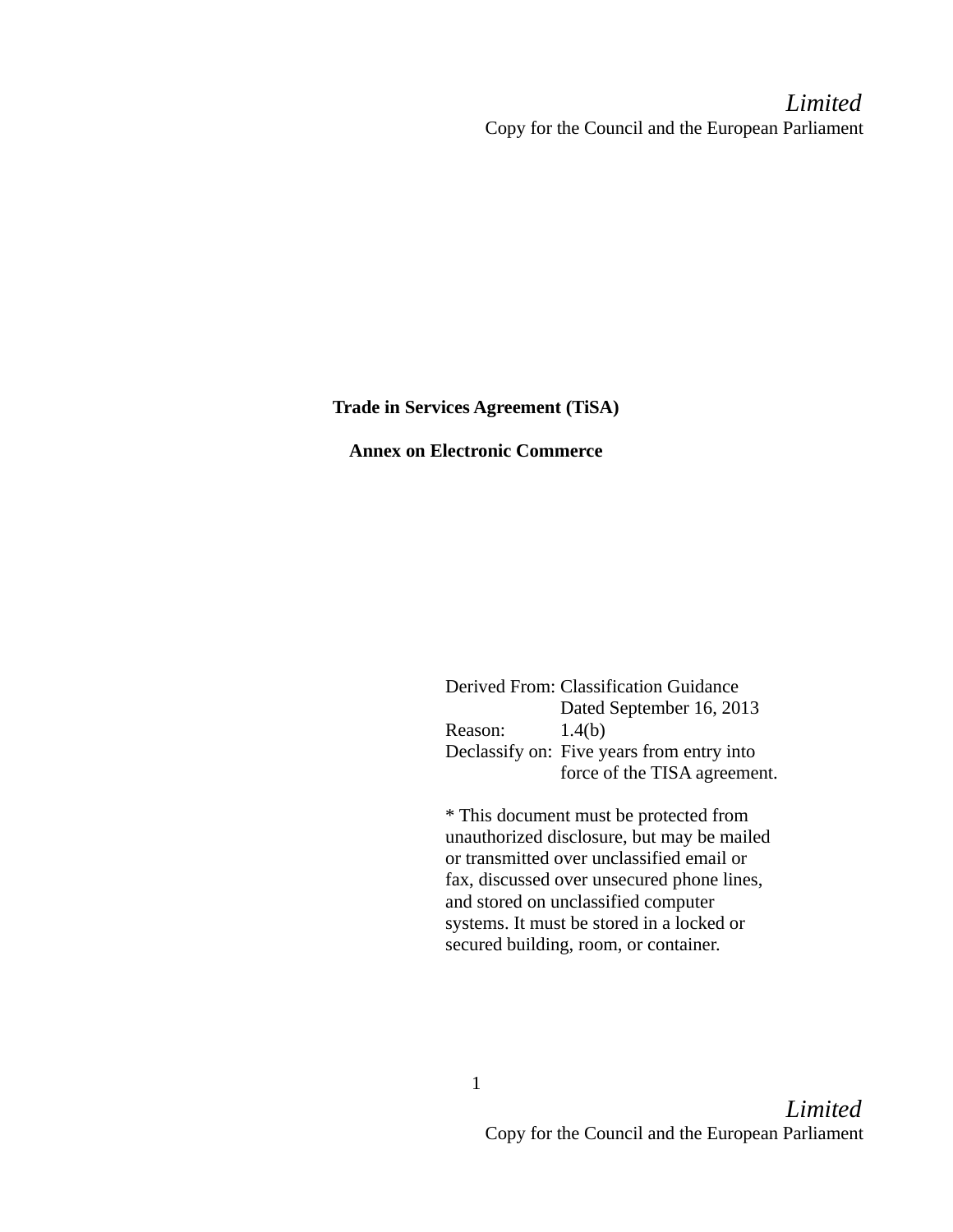**Trade in Services Agreement (TiSA)**

**Annex on Electronic Commerce**

| | |
|---|---|
| Derived From: | Classification Guidance Dated September 16, 2013 |
| Reason: | 1.4(b) |
| Declassify on: | Five years from entry into force of the TISA agreement. |

* This document must be protected from unauthorized disclosure, but may be mailed or transmitted over unclassified email or fax, discussed over unsecured phone lines, and stored on unclassified computer systems. It must be stored in a locked or secured building, room, or container.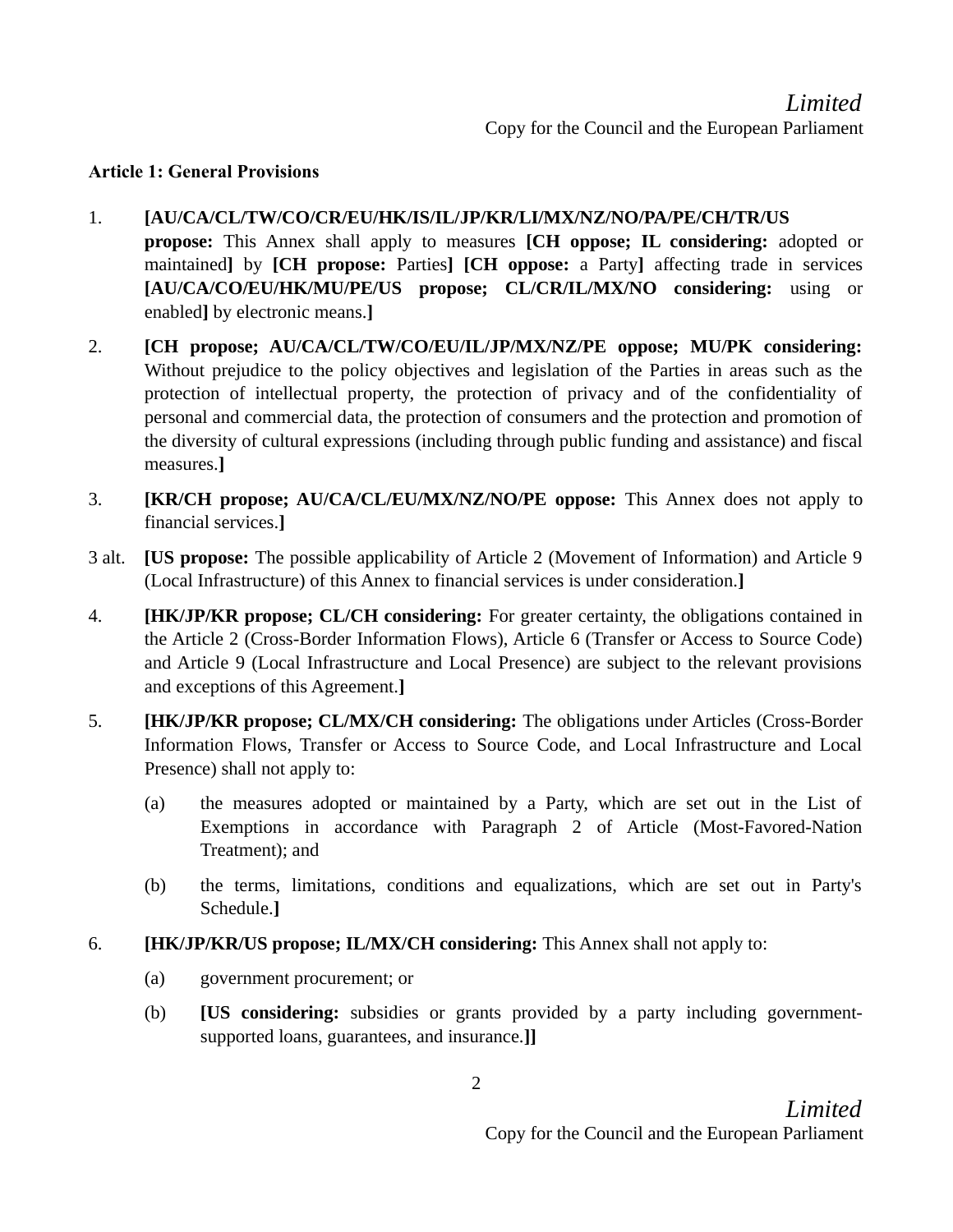**Article 1: General Provisions**

1. **[AU/CA/CL/TW/CO/CR/EU/HK/IS/IL/JP/KR/LI/MX/NZ/NO/PA/PE/CH/TR/US propose:** This Annex shall apply to measures **[CH oppose; IL considering:** adopted or maintained**]** by **[CH propose:** Parties**]** **[CH oppose:** a Party**]** affecting trade in services **[AU/CA/CO/EU/HK/MU/PE/US propose; CL/CR/IL/MX/NO considering:** using or enabled**]** by electronic means.**]**

2. **[CH propose; AU/CA/CL/TW/CO/EU/IL/JP/MX/NZ/PE oppose; MU/PK considering:** Without prejudice to the policy objectives and legislation of the Parties in areas such as the protection of intellectual property, the protection of privacy and of the confidentiality of personal and commercial data, the protection of consumers and the protection and promotion of the diversity of cultural expressions (including through public funding and assistance) and fiscal measures.**]**

3. **[KR/CH propose; AU/CA/CL/EU/MX/NZ/NO/PE oppose:** This Annex does not apply to financial services.**]**

3 alt. **[US propose:** The possible applicability of Article 2 (Movement of Information) and Article 9 (Local Infrastructure) of this Annex to financial services is under consideration.**]**

4. **[HK/JP/KR propose; CL/CH considering:** For greater certainty, the obligations contained in the Article 2 (Cross-Border Information Flows), Article 6 (Transfer or Access to Source Code) and Article 9 (Local Infrastructure and Local Presence) are subject to the relevant provisions and exceptions of this Agreement.**]**

5. **[HK/JP/KR propose; CL/MX/CH considering:** The obligations under Articles (Cross-Border Information Flows, Transfer or Access to Source Code, and Local Infrastructure and Local Presence) shall not apply to:

   (a) the measures adopted or maintained by a Party, which are set out in the List of Exemptions in accordance with Paragraph 2 of Article (Most-Favored-Nation Treatment); and

   (b) the terms, limitations, conditions and equalizations, which are set out in Party's Schedule.**]**

6. **[HK/JP/KR/US propose; IL/MX/CH considering:** This Annex shall not apply to:

   (a) government procurement; or

   (b) **[US considering:** subsidies or grants provided by a party including government-supported loans, guarantees, and insurance.**]]**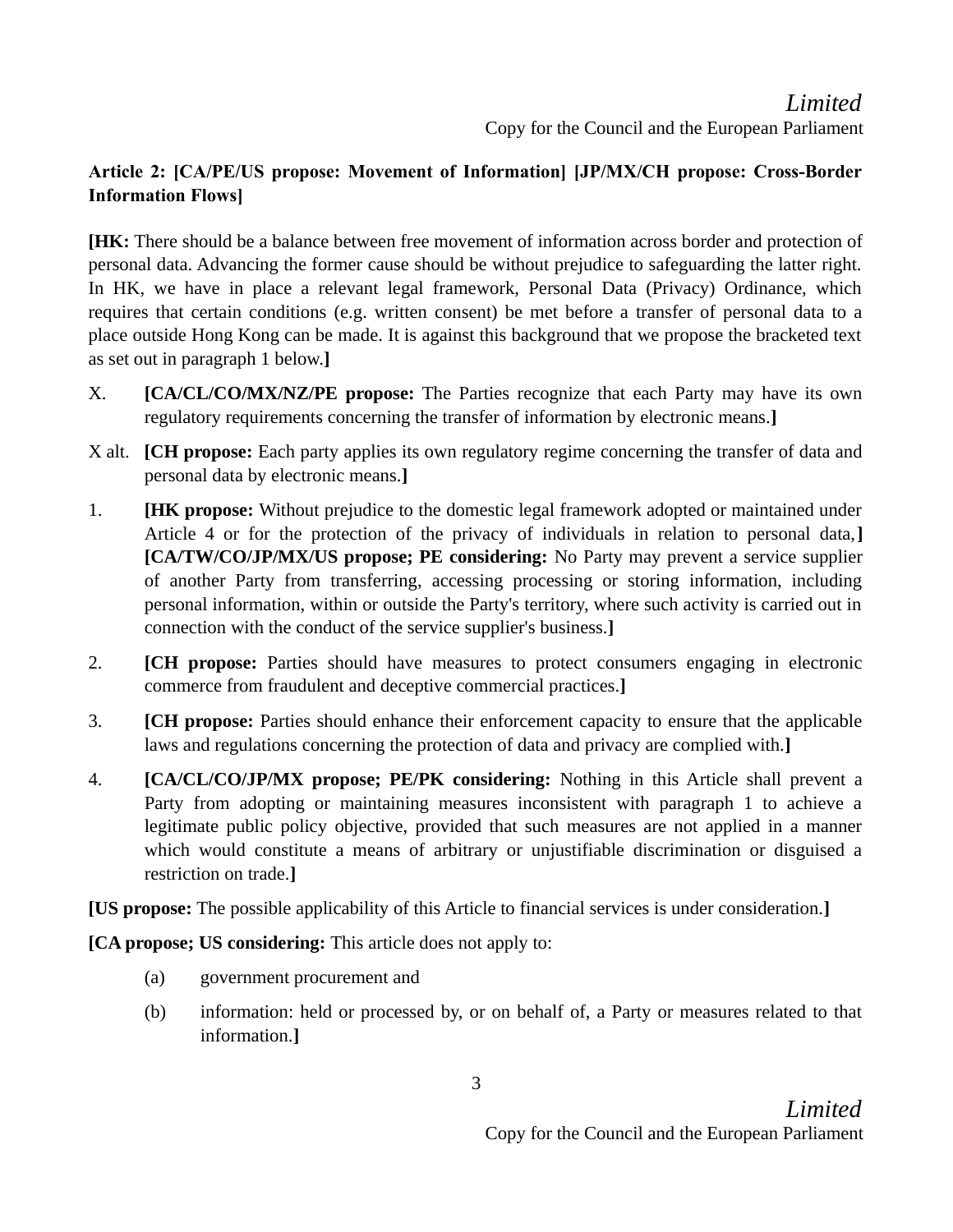**Article 2: [CA/PE/US propose: Movement of Information] [JP/MX/CH propose: Cross-Border Information Flows]**

**[HK:** There should be a balance between free movement of information across border and protection of personal data. Advancing the former cause should be without prejudice to safeguarding the latter right. In HK, we have in place a relevant legal framework, Personal Data (Privacy) Ordinance, which requires that certain conditions (e.g. written consent) be met before a transfer of personal data to a place outside Hong Kong can be made. It is against this background that we propose the bracketed text as set out in paragraph 1 below.**]**

X. **[CA/CL/CO/MX/NZ/PE propose:** The Parties recognize that each Party may have its own regulatory requirements concerning the transfer of information by electronic means.**]**

X alt. **[CH propose:** Each party applies its own regulatory regime concerning the transfer of data and personal data by electronic means.**]**

1. **[HK propose:** Without prejudice to the domestic legal framework adopted or maintained under Article 4 or for the protection of the privacy of individuals in relation to personal data,**]** **[CA/TW/CO/JP/MX/US propose; PE considering:** No Party may prevent a service supplier of another Party from transferring, accessing processing or storing information, including personal information, within or outside the Party's territory, where such activity is carried out in connection with the conduct of the service supplier's business.**]**

2. **[CH propose:** Parties should have measures to protect consumers engaging in electronic commerce from fraudulent and deceptive commercial practices.**]**

3. **[CH propose:** Parties should enhance their enforcement capacity to ensure that the applicable laws and regulations concerning the protection of data and privacy are complied with.**]**

4. **[CA/CL/CO/JP/MX propose; PE/PK considering:** Nothing in this Article shall prevent a Party from adopting or maintaining measures inconsistent with paragraph 1 to achieve a legitimate public policy objective, provided that such measures are not applied in a manner which would constitute a means of arbitrary or unjustifiable discrimination or disguised a restriction on trade.**]**

**[US propose:** The possible applicability of this Article to financial services is under consideration.**]**

**[CA propose; US considering:** This article does not apply to:

(a) government procurement and

(b) information: held or processed by, or on behalf of, a Party or measures related to that information.**]**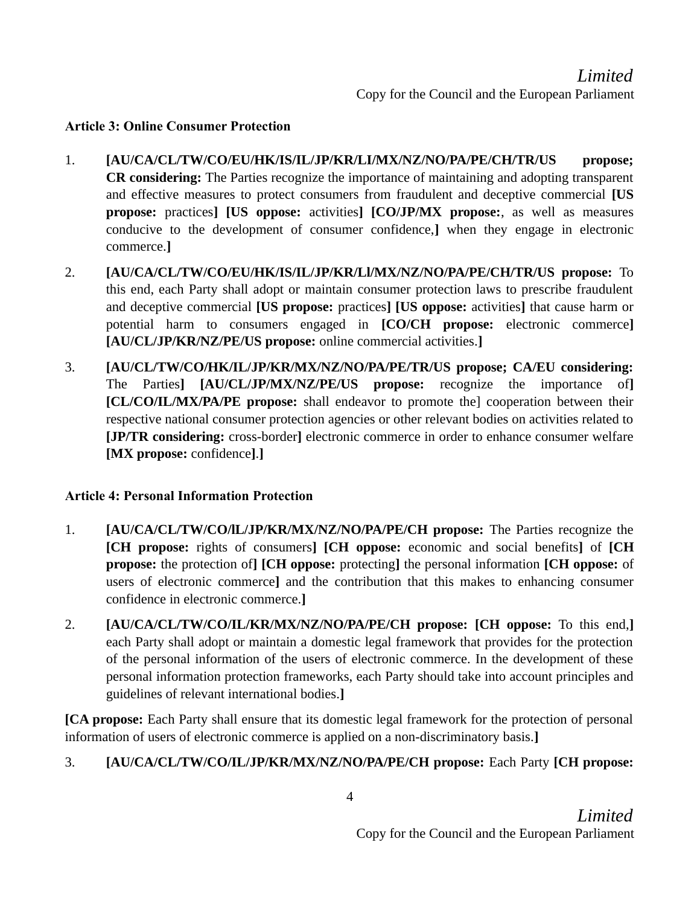**Article 3: Online Consumer Protection**

1. **[AU/CA/CL/TW/CO/EU/HK/IS/IL/JP/KR/LI/MX/NZ/NO/PA/PE/CH/TR/US propose; CR considering:** The Parties recognize the importance of maintaining and adopting transparent and effective measures to protect consumers from fraudulent and deceptive commercial **[US propose:** practices**] [US oppose:** activities**] [CO/JP/MX propose:**, as well as measures conducive to the development of consumer confidence,**]** when they engage in electronic commerce.**]**

2. **[AU/CA/CL/TW/CO/EU/HK/IS/IL/JP/KR/Ll/MX/NZ/NO/PA/PE/CH/TR/US propose:** To this end, each Party shall adopt or maintain consumer protection laws to prescribe fraudulent and deceptive commercial **[US propose:** practices**] [US oppose:** activities**]** that cause harm or potential harm to consumers engaged in **[CO/CH propose:** electronic commerce**] [AU/CL/JP/KR/NZ/PE/US propose:** online commercial activities.**]**

3. **[AU/CL/TW/CO/HK/IL/JP/KR/MX/NZ/NO/PA/PE/TR/US propose; CA/EU considering:** The Parties**] [AU/CL/JP/MX/NZ/PE/US propose:** recognize the importance of**] [CL/CO/IL/MX/PA/PE propose:** shall endeavor to promote the] cooperation between their respective national consumer protection agencies or other relevant bodies on activities related to **[JP/TR considering:** cross-border**]** electronic commerce in order to enhance consumer welfare **[MX propose:** confidence**]**.**]**

**Article 4: Personal Information Protection**

1. **[AU/CA/CL/TW/CO/lL/JP/KR/MX/NZ/NO/PA/PE/CH propose:** The Parties recognize the **[CH propose:** rights of consumers**] [CH oppose:** economic and social benefits**]** of **[CH propose:** the protection of**] [CH oppose:** protecting**]** the personal information **[CH oppose:** of users of electronic commerce**]** and the contribution that this makes to enhancing consumer confidence in electronic commerce.**]**

2. **[AU/CA/CL/TW/CO/IL/KR/MX/NZ/NO/PA/PE/CH propose: [CH oppose:** To this end,**]** each Party shall adopt or maintain a domestic legal framework that provides for the protection of the personal information of the users of electronic commerce. In the development of these personal information protection frameworks, each Party should take into account principles and guidelines of relevant international bodies.**]**

**[CA propose:** Each Party shall ensure that its domestic legal framework for the protection of personal information of users of electronic commerce is applied on a non-discriminatory basis.**]**

3. **[AU/CA/CL/TW/CO/IL/JP/KR/MX/NZ/NO/PA/PE/CH propose:** Each Party **[CH propose:**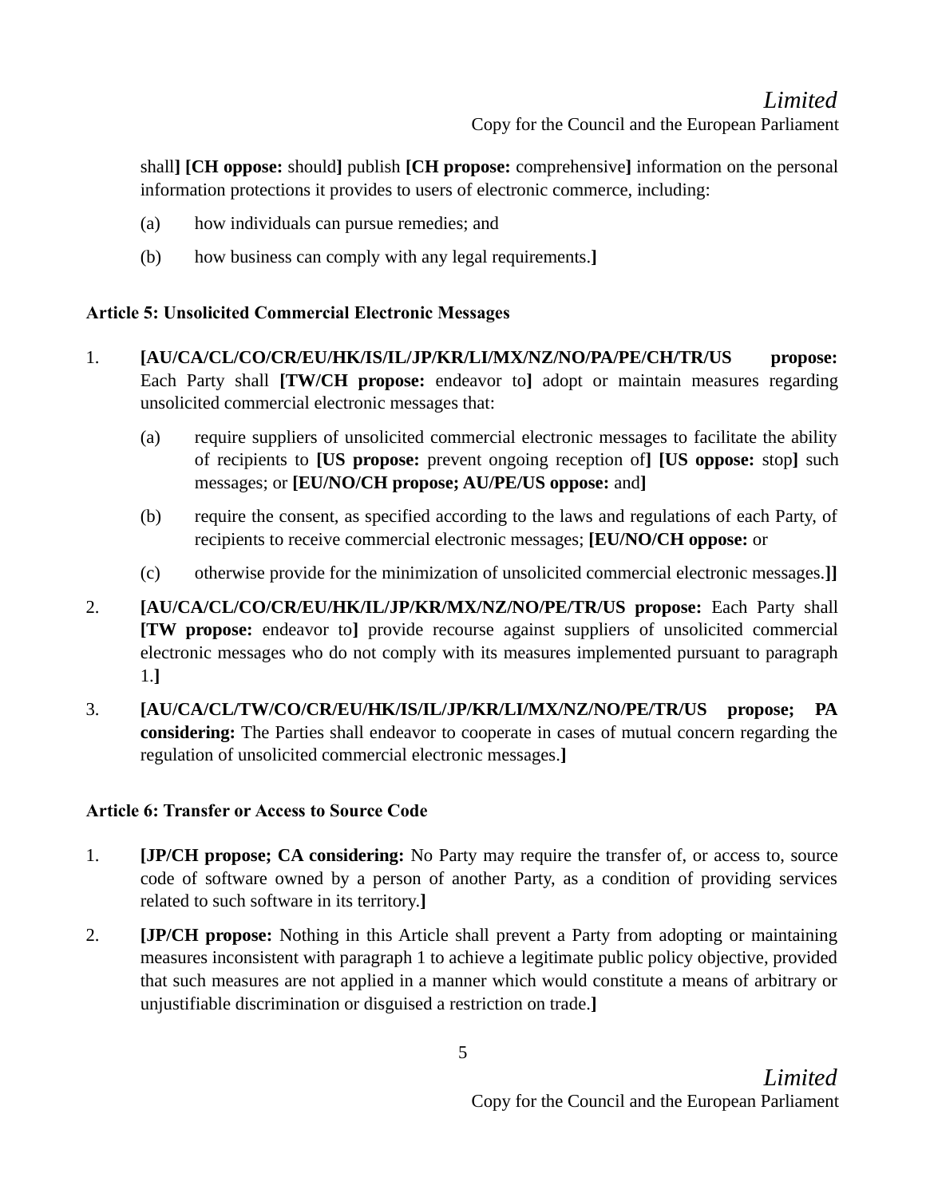shall**]** **[CH oppose:** should**]** publish **[CH propose:** comprehensive**]** information on the personal information protections it provides to users of electronic commerce, including:

(a) how individuals can pursue remedies; and

(b) how business can comply with any legal requirements.**]**

**Article 5: Unsolicited Commercial Electronic Messages**

1. **[AU/CA/CL/CO/CR/EU/HK/IS/IL/JP/KR/LI/MX/NZ/NO/PA/PE/CH/TR/US propose:** Each Party shall **[TW/CH propose:** endeavor to**]** adopt or maintain measures regarding unsolicited commercial electronic messages that:

   (a) require suppliers of unsolicited commercial electronic messages to facilitate the ability of recipients to **[US propose:** prevent ongoing reception of**]** **[US oppose:** stop**]** such messages; or **[EU/NO/CH propose; AU/PE/US oppose:** and**]**

   (b) require the consent, as specified according to the laws and regulations of each Party, of recipients to receive commercial electronic messages; **[EU/NO/CH oppose:** or

   (c) otherwise provide for the minimization of unsolicited commercial electronic messages.**]]**

2. **[AU/CA/CL/CO/CR/EU/HK/IL/JP/KR/MX/NZ/NO/PE/TR/US propose:** Each Party shall **[TW propose:** endeavor to**]** provide recourse against suppliers of unsolicited commercial electronic messages who do not comply with its measures implemented pursuant to paragraph 1.**]**

3. **[AU/CA/CL/TW/CO/CR/EU/HK/IS/IL/JP/KR/LI/MX/NZ/NO/PE/TR/US propose; PA considering:** The Parties shall endeavor to cooperate in cases of mutual concern regarding the regulation of unsolicited commercial electronic messages.**]**

**Article 6: Transfer or Access to Source Code**

1. **[JP/CH propose; CA considering:** No Party may require the transfer of, or access to, source code of software owned by a person of another Party, as a condition of providing services related to such software in its territory.**]**

2. **[JP/CH propose:** Nothing in this Article shall prevent a Party from adopting or maintaining measures inconsistent with paragraph 1 to achieve a legitimate public policy objective, provided that such measures are not applied in a manner which would constitute a means of arbitrary or unjustifiable discrimination or disguised a restriction on trade.**]**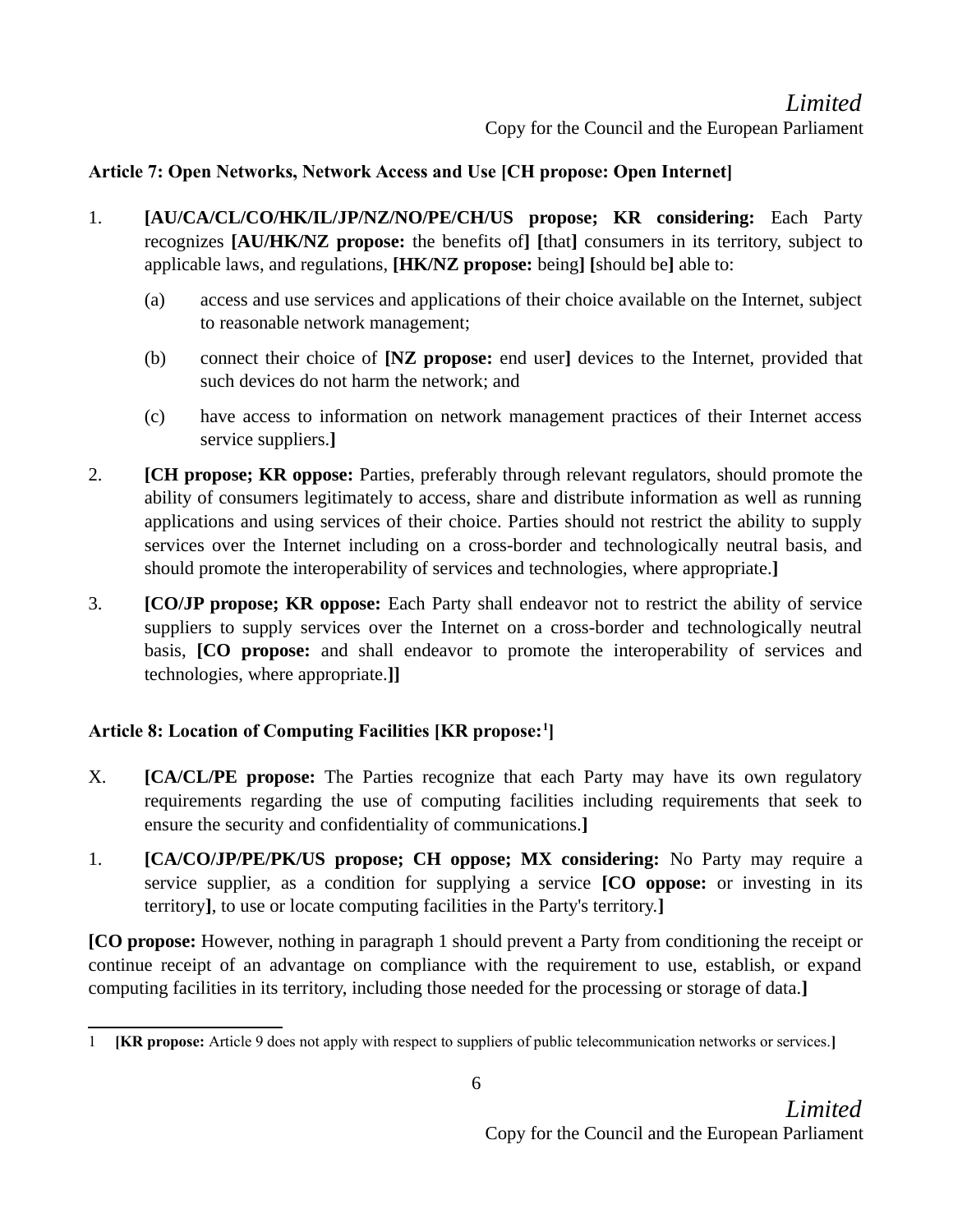**Article 7: Open Networks, Network Access and Use [CH propose: Open Internet]**

1. **[AU/CA/CL/CO/HK/IL/JP/NZ/NO/PE/CH/US propose; KR considering:** Each Party recognizes **[AU/HK/NZ propose:** the benefits of**]** **[**that**]** consumers in its territory, subject to applicable laws, and regulations, **[HK/NZ propose:** being**]** **[**should be**]** able to:

   (a) access and use services and applications of their choice available on the Internet, subject to reasonable network management;

   (b) connect their choice of **[NZ propose:** end user**]** devices to the Internet, provided that such devices do not harm the network; and

   (c) have access to information on network management practices of their Internet access service suppliers.**]**

2. **[CH propose; KR oppose:** Parties, preferably through relevant regulators, should promote the ability of consumers legitimately to access, share and distribute information as well as running applications and using services of their choice. Parties should not restrict the ability to supply services over the Internet including on a cross-border and technologically neutral basis, and should promote the interoperability of services and technologies, where appropriate.**]**

3. **[CO/JP propose; KR oppose:** Each Party shall endeavor not to restrict the ability of service suppliers to supply services over the Internet on a cross-border and technologically neutral basis, **[CO propose:** and shall endeavor to promote the interoperability of services and technologies, where appropriate.**]]**

**Article 8: Location of Computing Facilities [KR propose:[1]]**

X. **[CA/CL/PE propose:** The Parties recognize that each Party may have its own regulatory requirements regarding the use of computing facilities including requirements that seek to ensure the security and confidentiality of communications.**]**

1. **[CA/CO/JP/PE/PK/US propose; CH oppose; MX considering:** No Party may require a service supplier, as a condition for supplying a service **[CO oppose:** or investing in its territory**]**, to use or locate computing facilities in the Party's territory.**]**

**[CO propose:** However, nothing in paragraph 1 should prevent a Party from conditioning the receipt or continue receipt of an advantage on compliance with the requirement to use, establish, or expand computing facilities in its territory, including those needed for the processing or storage of data.**]**

---

1 **[KR propose:** Article 9 does not apply with respect to suppliers of public telecommunication networks or services.**]**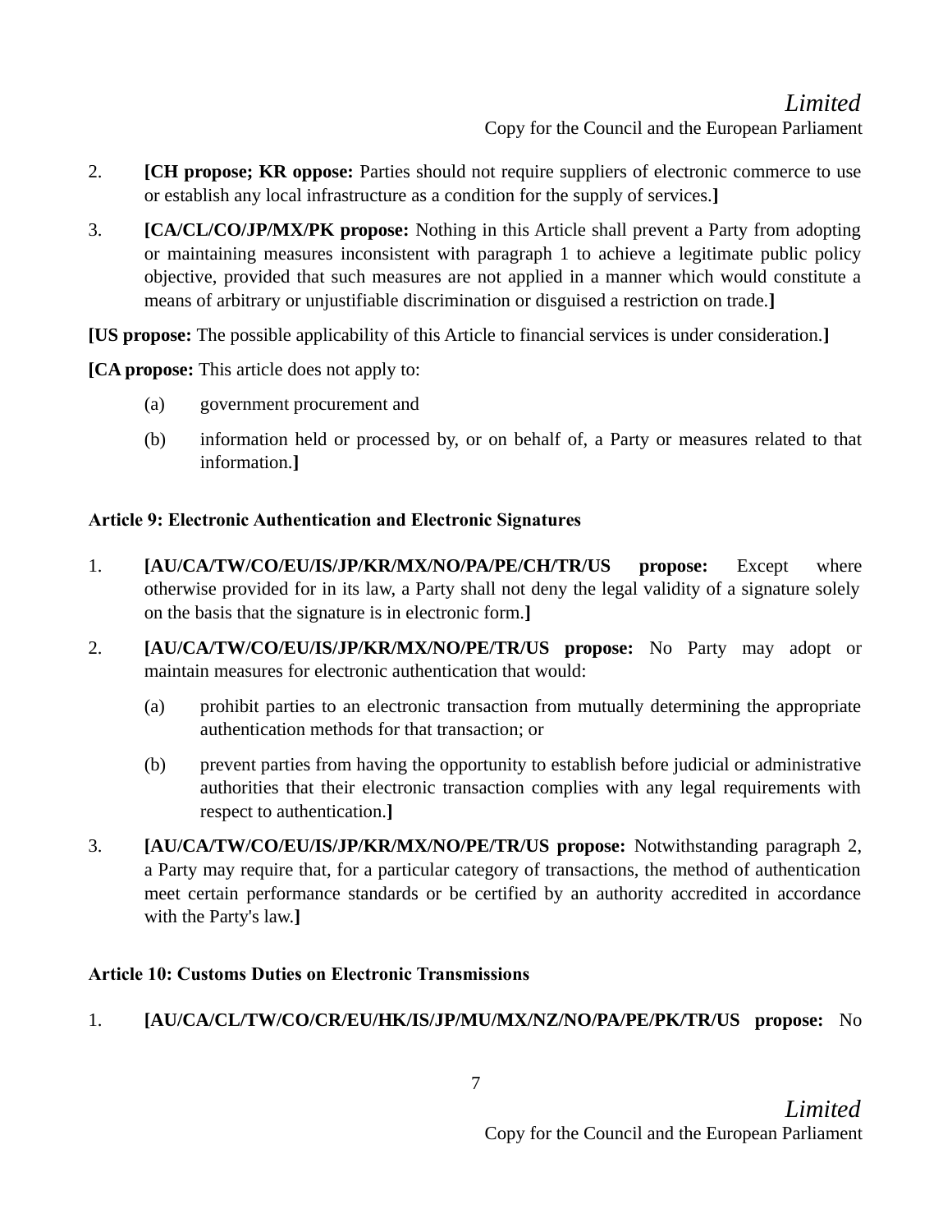2. **[CH propose; KR oppose:** Parties should not require suppliers of electronic commerce to use or establish any local infrastructure as a condition for the supply of services.**]**

3. **[CA/CL/CO/JP/MX/PK propose:** Nothing in this Article shall prevent a Party from adopting or maintaining measures inconsistent with paragraph 1 to achieve a legitimate public policy objective, provided that such measures are not applied in a manner which would constitute a means of arbitrary or unjustifiable discrimination or disguised a restriction on trade.**]**

**[US propose:** The possible applicability of this Article to financial services is under consideration.**]**

**[CA propose:** This article does not apply to:

(a) government procurement and

(b) information held or processed by, or on behalf of, a Party or measures related to that information.**]**

**Article 9: Electronic Authentication and Electronic Signatures**

1. **[AU/CA/TW/CO/EU/IS/JP/KR/MX/NO/PA/PE/CH/TR/US propose:** Except where otherwise provided for in its law, a Party shall not deny the legal validity of a signature solely on the basis that the signature is in electronic form.**]**

2. **[AU/CA/TW/CO/EU/IS/JP/KR/MX/NO/PE/TR/US propose:** No Party may adopt or maintain measures for electronic authentication that would:

   (a) prohibit parties to an electronic transaction from mutually determining the appropriate authentication methods for that transaction; or

   (b) prevent parties from having the opportunity to establish before judicial or administrative authorities that their electronic transaction complies with any legal requirements with respect to authentication.**]**

3. **[AU/CA/TW/CO/EU/IS/JP/KR/MX/NO/PE/TR/US propose:** Notwithstanding paragraph 2, a Party may require that, for a particular category of transactions, the method of authentication meet certain performance standards or be certified by an authority accredited in accordance with the Party's law.**]**

**Article 10: Customs Duties on Electronic Transmissions**

1. **[AU/CA/CL/TW/CO/CR/EU/HK/IS/JP/MU/MX/NZ/NO/PA/PE/PK/TR/US propose:** No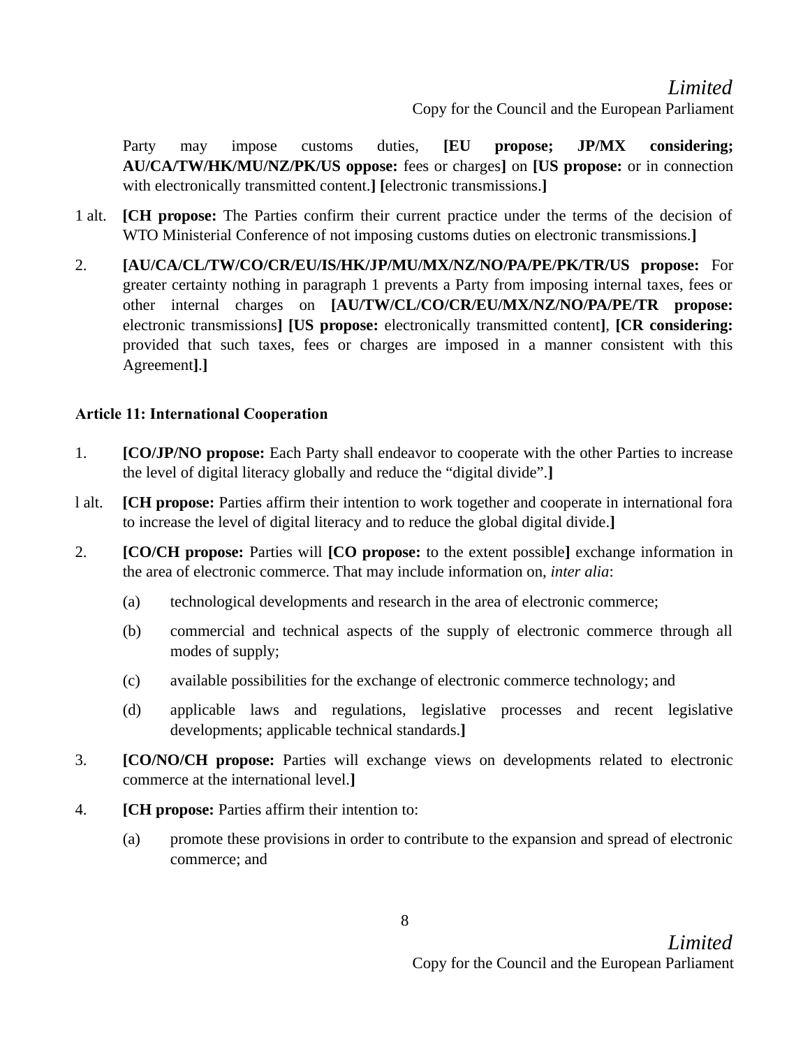Party may impose customs duties, **[EU propose; JP/MX considering; AU/CA/TW/HK/MU/NZ/PK/US oppose:** fees or charges**]** on **[US propose:** or in connection with electronically transmitted content.**] [**electronic transmissions.**]**

1 alt. **[CH propose:** The Parties confirm their current practice under the terms of the decision of WTO Ministerial Conference of not imposing customs duties on electronic transmissions.**]**

2. **[AU/CA/CL/TW/CO/CR/EU/IS/HK/JP/MU/MX/NZ/NO/PA/PE/PK/TR/US propose:** For greater certainty nothing in paragraph 1 prevents a Party from imposing internal taxes, fees or other internal charges on **[AU/TW/CL/CO/CR/EU/MX/NZ/NO/PA/PE/TR propose:** electronic transmissions**] [US propose:** electronically transmitted content**]**, **[CR considering:** provided that such taxes, fees or charges are imposed in a manner consistent with this Agreement**]**.**]**

### Article 11: International Cooperation

1. **[CO/JP/NO propose:** Each Party shall endeavor to cooperate with the other Parties to increase the level of digital literacy globally and reduce the "digital divide".**]**

l alt. **[CH propose:** Parties affirm their intention to work together and cooperate in international fora to increase the level of digital literacy and to reduce the global digital divide.**]**

2. **[CO/CH propose:** Parties will **[CO propose:** to the extent possible**]** exchange information in the area of electronic commerce. That may include information on, *inter alia*:

   (a) technological developments and research in the area of electronic commerce;

   (b) commercial and technical aspects of the supply of electronic commerce through all modes of supply;

   (c) available possibilities for the exchange of electronic commerce technology; and

   (d) applicable laws and regulations, legislative processes and recent legislative developments; applicable technical standards.**]**

3. **[CO/NO/CH propose:** Parties will exchange views on developments related to electronic commerce at the international level.**]**

4. **[CH propose:** Parties affirm their intention to:

   (a) promote these provisions in order to contribute to the expansion and spread of electronic commerce; and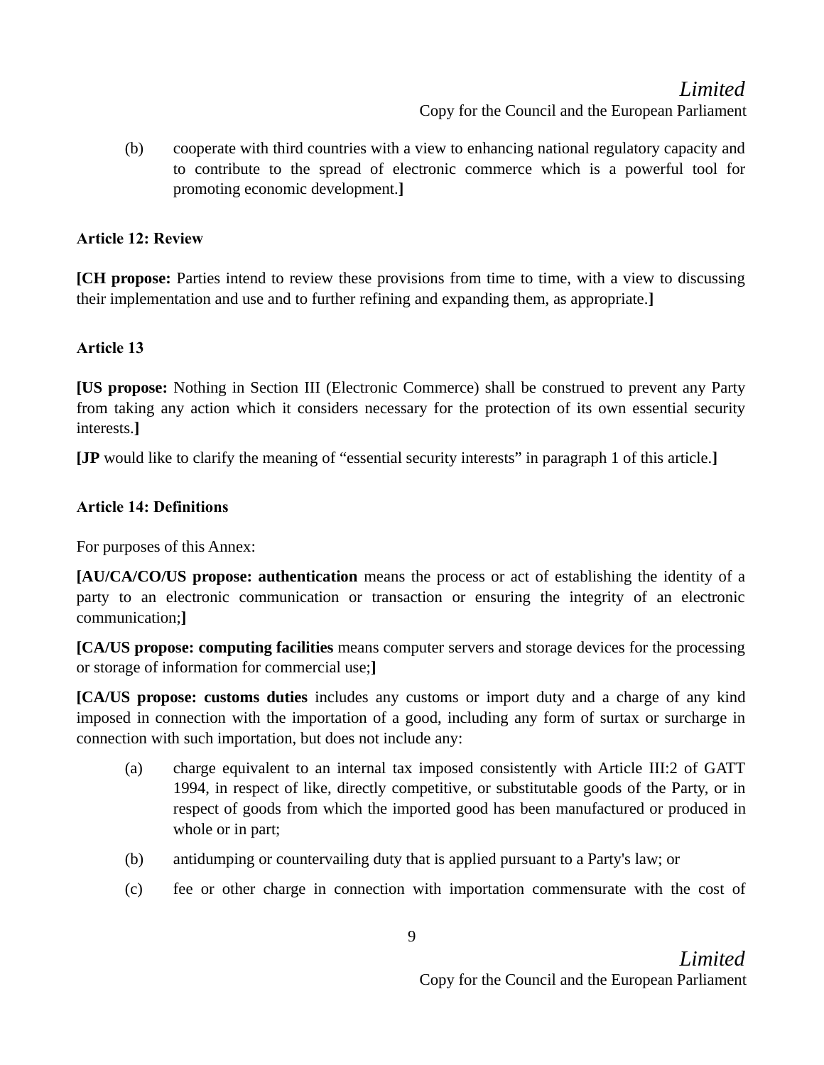(b) cooperate with third countries with a view to enhancing national regulatory capacity and to contribute to the spread of electronic commerce which is a powerful tool for promoting economic development.**]**

**Article 12: Review**

**[CH propose:** Parties intend to review these provisions from time to time, with a view to discussing their implementation and use and to further refining and expanding them, as appropriate.**]**

**Article 13**

**[US propose:** Nothing in Section III (Electronic Commerce) shall be construed to prevent any Party from taking any action which it considers necessary for the protection of its own essential security interests.**]**

**[JP** would like to clarify the meaning of "essential security interests" in paragraph 1 of this article.**]**

**Article 14: Definitions**

For purposes of this Annex:

**[AU/CA/CO/US propose: authentication** means the process or act of establishing the identity of a party to an electronic communication or transaction or ensuring the integrity of an electronic communication;**]**

**[CA/US propose: computing facilities** means computer servers and storage devices for the processing or storage of information for commercial use;**]**

**[CA/US propose: customs duties** includes any customs or import duty and a charge of any kind imposed in connection with the importation of a good, including any form of surtax or surcharge in connection with such importation, but does not include any:

(a) charge equivalent to an internal tax imposed consistently with Article III:2 of GATT 1994, in respect of like, directly competitive, or substitutable goods of the Party, or in respect of goods from which the imported good has been manufactured or produced in whole or in part;

(b) antidumping or countervailing duty that is applied pursuant to a Party's law; or

(c) fee or other charge in connection with importation commensurate with the cost of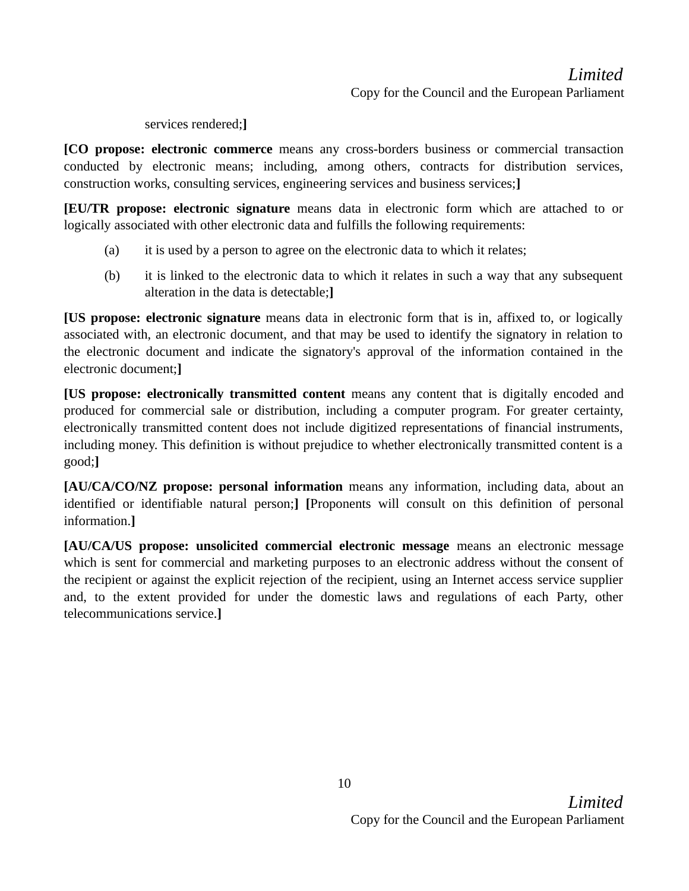services rendered;**]**

**[CO propose: electronic commerce** means any cross-borders business or commercial transaction conducted by electronic means; including, among others, contracts for distribution services, construction works, consulting services, engineering services and business services;**]**

**[EU/TR propose: electronic signature** means data in electronic form which are attached to or logically associated with other electronic data and fulfills the following requirements:

(a) it is used by a person to agree on the electronic data to which it relates;

(b) it is linked to the electronic data to which it relates in such a way that any subsequent alteration in the data is detectable;**]**

**[US propose: electronic signature** means data in electronic form that is in, affixed to, or logically associated with, an electronic document, and that may be used to identify the signatory in relation to the electronic document and indicate the signatory's approval of the information contained in the electronic document;**]**

**[US propose: electronically transmitted content** means any content that is digitally encoded and produced for commercial sale or distribution, including a computer program. For greater certainty, electronically transmitted content does not include digitized representations of financial instruments, including money. This definition is without prejudice to whether electronically transmitted content is a good;**]**

**[AU/CA/CO/NZ propose: personal information** means any information, including data, about an identified or identifiable natural person;**]** **[**Proponents will consult on this definition of personal information.**]**

**[AU/CA/US propose: unsolicited commercial electronic message** means an electronic message which is sent for commercial and marketing purposes to an electronic address without the consent of the recipient or against the explicit rejection of the recipient, using an Internet access service supplier and, to the extent provided for under the domestic laws and regulations of each Party, other telecommunications service.**]**